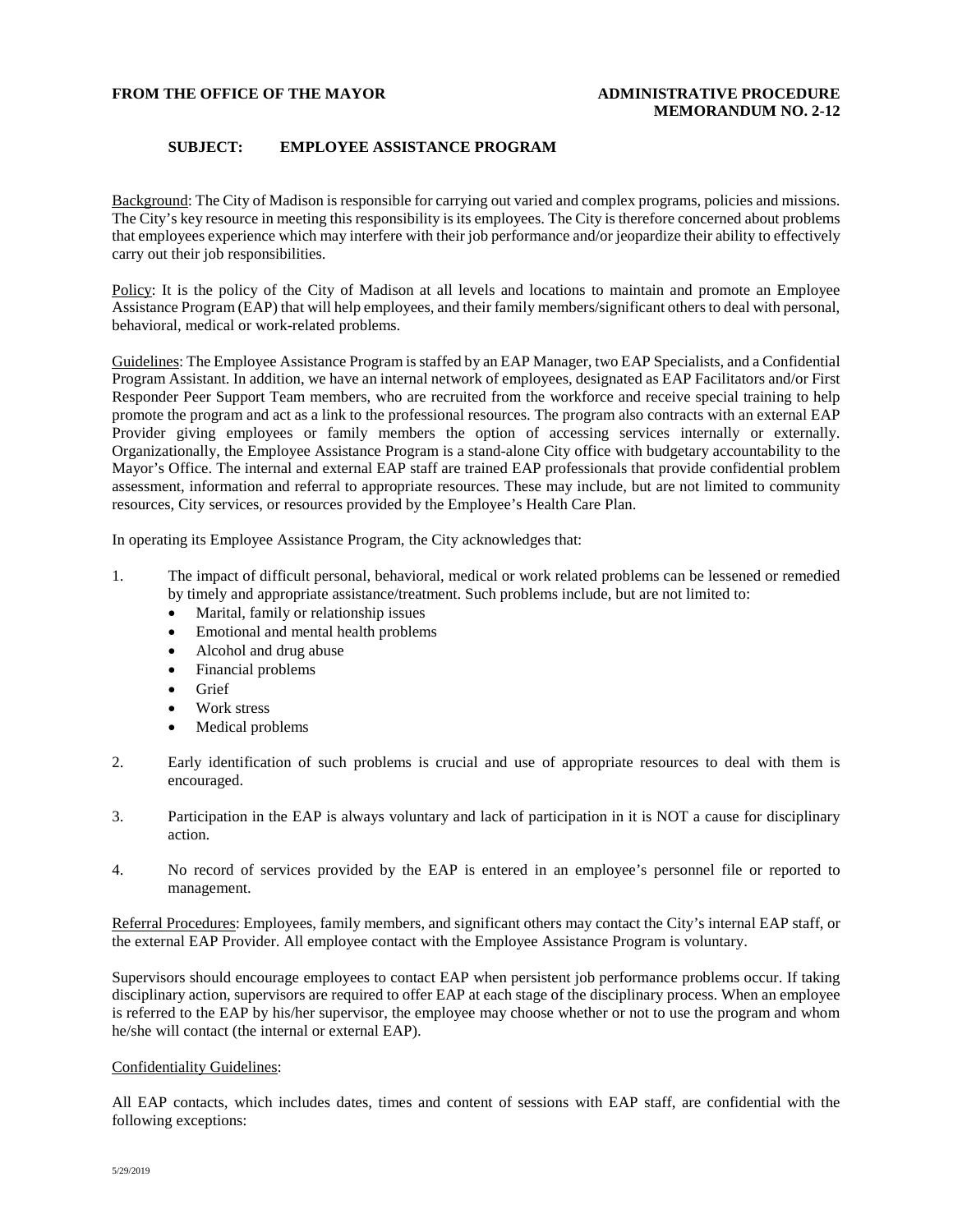**FROM THE OFFICE OF THE MAYOR** **ADMINISTRATIVE PROCEDURE MEMORANDUM NO. 2-12**

**SUBJECT: EMPLOYEE ASSISTANCE PROGRAM**

Background: The City of Madison is responsible for carrying out varied and complex programs, policies and missions. The City's key resource in meeting this responsibility is its employees. The City is therefore concerned about problems that employees experience which may interfere with their job performance and/or jeopardize their ability to effectively carry out their job responsibilities.

Policy: It is the policy of the City of Madison at all levels and locations to maintain and promote an Employee Assistance Program (EAP) that will help employees, and their family members/significant others to deal with personal, behavioral, medical or work-related problems.

Guidelines: The Employee Assistance Program is staffed by an EAP Manager, two EAP Specialists, and a Confidential Program Assistant. In addition, we have an internal network of employees, designated as EAP Facilitators and/or First Responder Peer Support Team members, who are recruited from the workforce and receive special training to help promote the program and act as a link to the professional resources. The program also contracts with an external EAP Provider giving employees or family members the option of accessing services internally or externally. Organizationally, the Employee Assistance Program is a stand-alone City office with budgetary accountability to the Mayor's Office. The internal and external EAP staff are trained EAP professionals that provide confidential problem assessment, information and referral to appropriate resources. These may include, but are not limited to community resources, City services, or resources provided by the Employee's Health Care Plan.

In operating its Employee Assistance Program, the City acknowledges that:

1. The impact of difficult personal, behavioral, medical or work related problems can be lessened or remedied by timely and appropriate assistance/treatment. Such problems include, but are not limited to:
   - Marital, family or relationship issues
   - Emotional and mental health problems
   - Alcohol and drug abuse
   - Financial problems
   - Grief
   - Work stress
   - Medical problems

2. Early identification of such problems is crucial and use of appropriate resources to deal with them is encouraged.

3. Participation in the EAP is always voluntary and lack of participation in it is NOT a cause for disciplinary action.

4. No record of services provided by the EAP is entered in an employee's personnel file or reported to management.

Referral Procedures: Employees, family members, and significant others may contact the City's internal EAP staff, or the external EAP Provider. All employee contact with the Employee Assistance Program is voluntary.

Supervisors should encourage employees to contact EAP when persistent job performance problems occur. If taking disciplinary action, supervisors are required to offer EAP at each stage of the disciplinary process. When an employee is referred to the EAP by his/her supervisor, the employee may choose whether or not to use the program and whom he/she will contact (the internal or external EAP).

Confidentiality Guidelines:

All EAP contacts, which includes dates, times and content of sessions with EAP staff, are confidential with the following exceptions: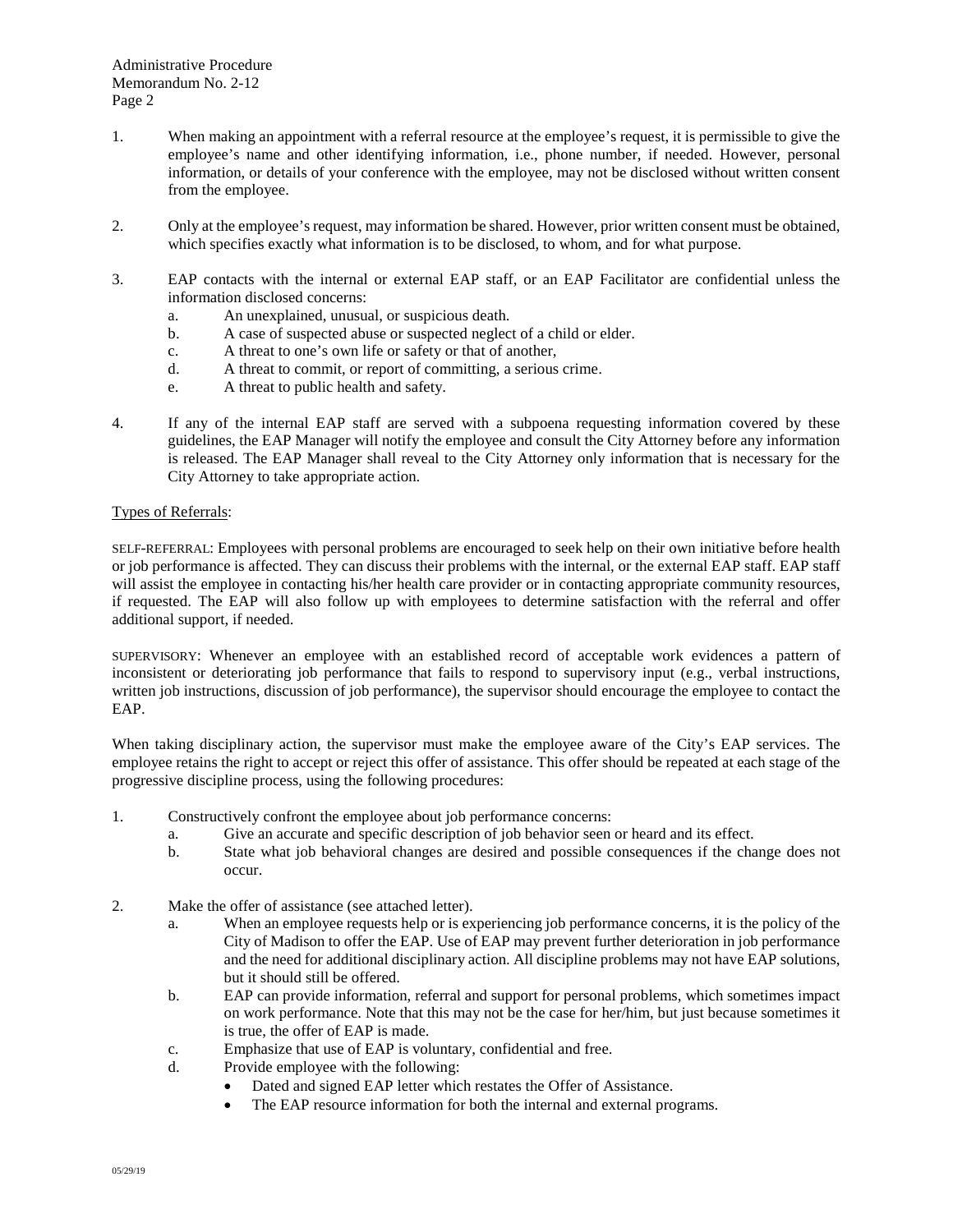1. When making an appointment with a referral resource at the employee's request, it is permissible to give the employee's name and other identifying information, i.e., phone number, if needed. However, personal information, or details of your conference with the employee, may not be disclosed without written consent from the employee.

2. Only at the employee's request, may information be shared. However, prior written consent must be obtained, which specifies exactly what information is to be disclosed, to whom, and for what purpose.

3. EAP contacts with the internal or external EAP staff, or an EAP Facilitator are confidential unless the information disclosed concerns:
   a. An unexplained, unusual, or suspicious death.
   b. A case of suspected abuse or suspected neglect of a child or elder.
   c. A threat to one's own life or safety or that of another,
   d. A threat to commit, or report of committing, a serious crime.
   e. A threat to public health and safety.

4. If any of the internal EAP staff are served with a subpoena requesting information covered by these guidelines, the EAP Manager will notify the employee and consult the City Attorney before any information is released. The EAP Manager shall reveal to the City Attorney only information that is necessary for the City Attorney to take appropriate action.

Types of Referrals:

SELF-REFERRAL: Employees with personal problems are encouraged to seek help on their own initiative before health or job performance is affected. They can discuss their problems with the internal, or the external EAP staff. EAP staff will assist the employee in contacting his/her health care provider or in contacting appropriate community resources, if requested. The EAP will also follow up with employees to determine satisfaction with the referral and offer additional support, if needed.

SUPERVISORY: Whenever an employee with an established record of acceptable work evidences a pattern of inconsistent or deteriorating job performance that fails to respond to supervisory input (e.g., verbal instructions, written job instructions, discussion of job performance), the supervisor should encourage the employee to contact the EAP.

When taking disciplinary action, the supervisor must make the employee aware of the City's EAP services. The employee retains the right to accept or reject this offer of assistance. This offer should be repeated at each stage of the progressive discipline process, using the following procedures:

1. Constructively confront the employee about job performance concerns:
   a. Give an accurate and specific description of job behavior seen or heard and its effect.
   b. State what job behavioral changes are desired and possible consequences if the change does not occur.

2. Make the offer of assistance (see attached letter).
   a. When an employee requests help or is experiencing job performance concerns, it is the policy of the City of Madison to offer the EAP. Use of EAP may prevent further deterioration in job performance and the need for additional disciplinary action. All discipline problems may not have EAP solutions, but it should still be offered.
   b. EAP can provide information, referral and support for personal problems, which sometimes impact on work performance. Note that this may not be the case for her/him, but just because sometimes it is true, the offer of EAP is made.
   c. Emphasize that use of EAP is voluntary, confidential and free.
   d. Provide employee with the following:
      - Dated and signed EAP letter which restates the Offer of Assistance.
      - The EAP resource information for both the internal and external programs.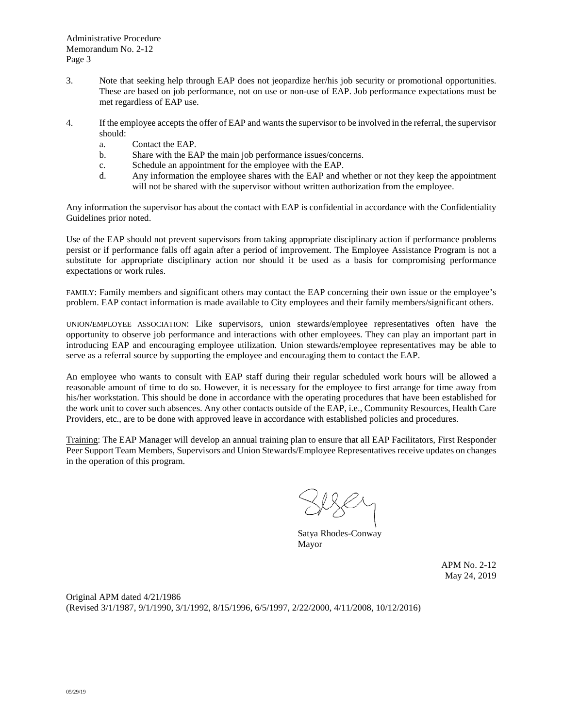3. Note that seeking help through EAP does not jeopardize her/his job security or promotional opportunities. These are based on job performance, not on use or non-use of EAP. Job performance expectations must be met regardless of EAP use.

4. If the employee accepts the offer of EAP and wants the supervisor to be involved in the referral, the supervisor should:
   a. Contact the EAP.
   b. Share with the EAP the main job performance issues/concerns.
   c. Schedule an appointment for the employee with the EAP.
   d. Any information the employee shares with the EAP and whether or not they keep the appointment will not be shared with the supervisor without written authorization from the employee.

Any information the supervisor has about the contact with EAP is confidential in accordance with the Confidentiality Guidelines prior noted.

Use of the EAP should not prevent supervisors from taking appropriate disciplinary action if performance problems persist or if performance falls off again after a period of improvement. The Employee Assistance Program is not a substitute for appropriate disciplinary action nor should it be used as a basis for compromising performance expectations or work rules.

FAMILY: Family members and significant others may contact the EAP concerning their own issue or the employee's problem. EAP contact information is made available to City employees and their family members/significant others.

UNION/EMPLOYEE ASSOCIATION: Like supervisors, union stewards/employee representatives often have the opportunity to observe job performance and interactions with other employees. They can play an important part in introducing EAP and encouraging employee utilization. Union stewards/employee representatives may be able to serve as a referral source by supporting the employee and encouraging them to contact the EAP.

An employee who wants to consult with EAP staff during their regular scheduled work hours will be allowed a reasonable amount of time to do so. However, it is necessary for the employee to first arrange for time away from his/her workstation. This should be done in accordance with the operating procedures that have been established for the work unit to cover such absences. Any other contacts outside of the EAP, i.e., Community Resources, Health Care Providers, etc., are to be done with approved leave in accordance with established policies and procedures.

Training: The EAP Manager will develop an annual training plan to ensure that all EAP Facilitators, First Responder Peer Support Team Members, Supervisors and Union Stewards/Employee Representatives receive updates on changes in the operation of this program.

Satya Rhodes-Conway
Mayor

APM No. 2-12
May 24, 2019

Original APM dated 4/21/1986
(Revised 3/1/1987, 9/1/1990, 3/1/1992, 8/15/1996, 6/5/1997, 2/22/2000, 4/11/2008, 10/12/2016)